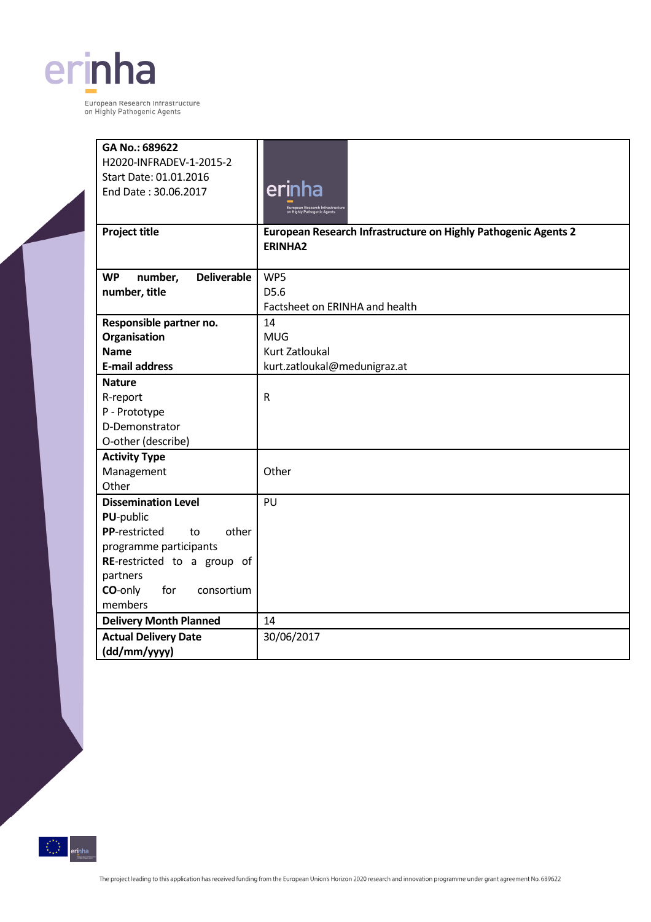erinha

European Research Infrastructure on Highly Pathogenic Agents

| | |
|---|---|
| **GA No.: 689622**<br>H2020-INFRADEV-1-2015-2<br>Start Date: 01.01.2016<br>End Date : 30.06.2017 | |
| **Project title** | **European Research Infrastructure on Highly Pathogenic Agents 2**<br>**ERINHA2** |
| **WP number, Deliverable number, title** | WP5<br>D5.6<br>Factsheet on ERINHA and health |
| **Responsible partner no.**<br>**Organisation**<br>**Name**<br>**E-mail address** | 14<br>MUG<br>Kurt Zatloukal<br>kurt.zatloukal@medunigraz.at |
| **Nature**<br>R-report<br>P - Prototype<br>D-Demonstrator<br>O-other (describe) | R |
| **Activity Type**<br>Management<br>Other | Other |
| **Dissemination Level**<br>**PU**-public<br>**PP**-restricted to other programme participants<br>**RE**-restricted to a group of partners<br>**CO**-only for consortium members | PU |
| **Delivery Month Planned** | 14 |
| **Actual Delivery Date (dd/mm/yyyy)** | 30/06/2017 |

The project leading to this application has received funding from the European Union's Horizon 2020 research and innovation programme under grant agreement No. 689622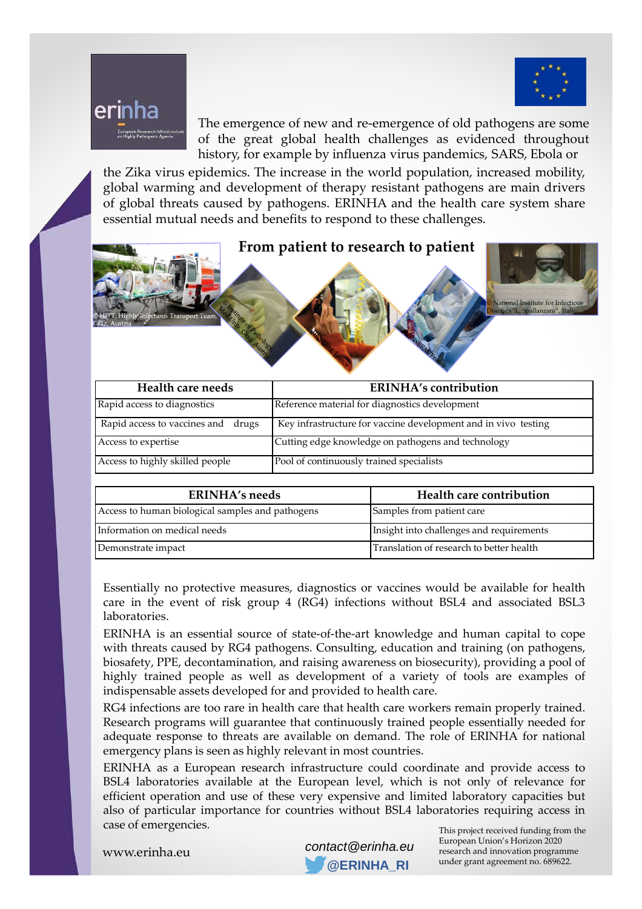erinha

European Research Infrastructure on Highly Pathogenic Agents

The emergence of new and re-emergence of old pathogens are some of the great global health challenges as evidenced throughout history, for example by influenza virus pandemics, SARS, Ebola or the Zika virus epidemics. The increase in the world population, increased mobility, global warming and development of therapy resistant pathogens are main drivers of global threats caused by pathogens. ERINHA and the health care system share essential mutual needs and benefits to respond to these challenges.

## From patient to research to patient

© HITT, Highly Infectious Transport Team, Graz, Austria

© Institute of Pathology, Med Univ. Graz, Austria

© INSERM, France

© INSERM, France

© National Institute for Infectious Diseases "L. Spallanzani", Italy

| Health care needs | ERINHA's contribution |
|---|---|
| Rapid access to diagnostics | Reference material for diagnostics development |
| Rapid access to vaccines and drugs | Key infrastructure for vaccine development and in vivo testing |
| Access to expertise | Cutting edge knowledge on pathogens and technology |
| Access to highly skilled people | Pool of continuously trained specialists |

| ERINHA's needs | Health care contribution |
|---|---|
| Access to human biological samples and pathogens | Samples from patient care |
| Information on medical needs | Insight into challenges and requirements |
| Demonstrate impact | Translation of research to better health |

Essentially no protective measures, diagnostics or vaccines would be available for health care in the event of risk group 4 (RG4) infections without BSL4 and associated BSL3 laboratories.

ERINHA is an essential source of state-of-the-art knowledge and human capital to cope with threats caused by RG4 pathogens. Consulting, education and training (on pathogens, biosafety, PPE, decontamination, and raising awareness on biosecurity), providing a pool of highly trained people as well as development of a variety of tools are examples of indispensable assets developed for and provided to health care.

RG4 infections are too rare in health care that health care workers remain properly trained. Research programs will guarantee that continuously trained people essentially needed for adequate response to threats are available on demand. The role of ERINHA for national emergency plans is seen as highly relevant in most countries.

ERINHA as a European research infrastructure could coordinate and provide access to BSL4 laboratories available at the European level, which is not only of relevance for efficient operation and use of these very expensive and limited laboratory capacities but also of particular importance for countries without BSL4 laboratories requiring access in case of emergencies.

www.erinha.eu

*contact@erinha.eu*

**@ERINHA_RI**

This project received funding from the European Union's Horizon 2020 research and innovation programme under grant agreement no. 689622.